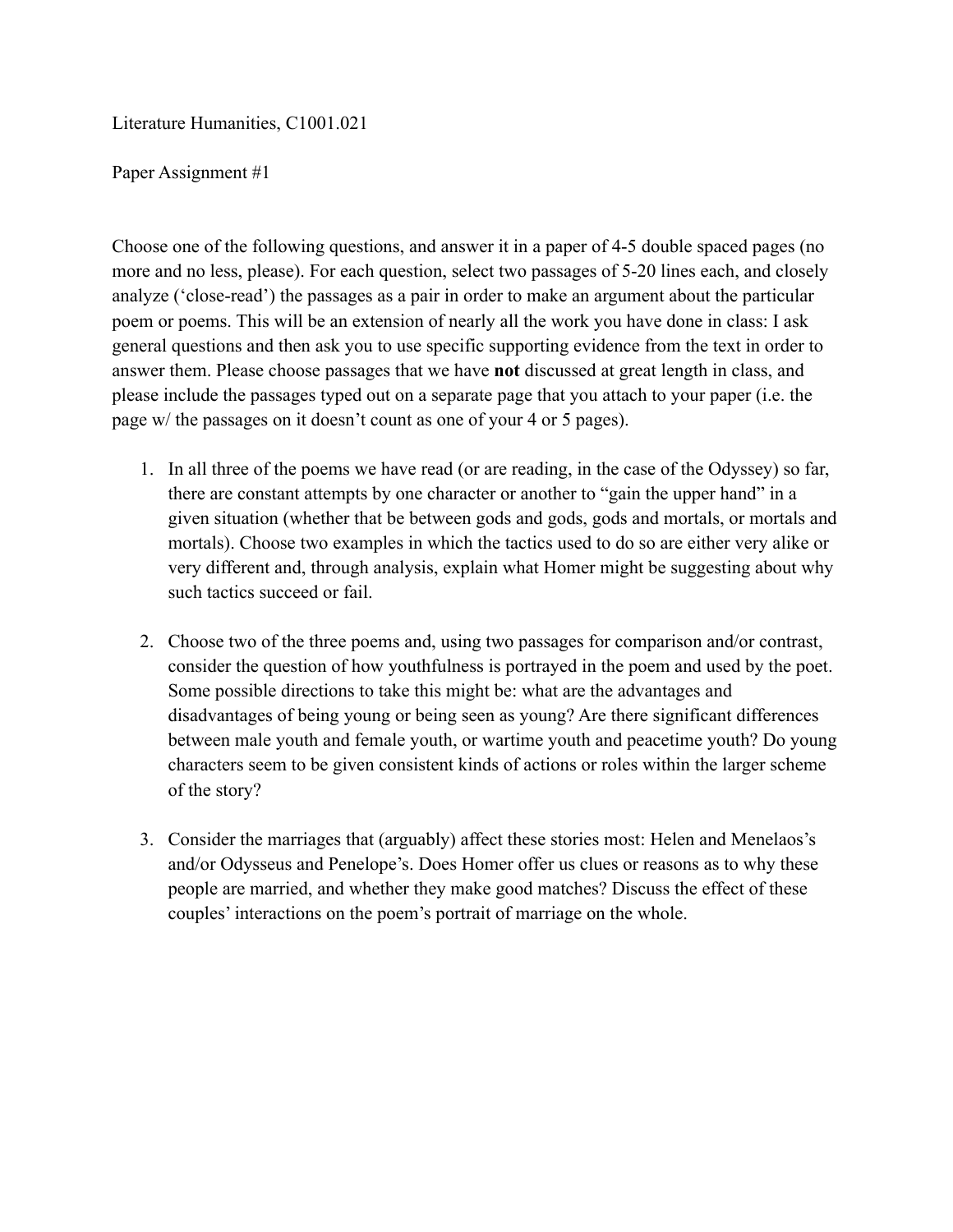Literature Humanities, C1001.021

Paper Assignment #1

Choose one of the following questions, and answer it in a paper of 4-5 double spaced pages (no more and no less, please). For each question, select two passages of 5-20 lines each, and closely analyze ('close-read') the passages as a pair in order to make an argument about the particular poem or poems. This will be an extension of nearly all the work you have done in class: I ask general questions and then ask you to use specific supporting evidence from the text in order to answer them. Please choose passages that we have **not** discussed at great length in class, and please include the passages typed out on a separate page that you attach to your paper (i.e. the page w/ the passages on it doesn't count as one of your 4 or 5 pages).

1. In all three of the poems we have read (or are reading, in the case of the Odyssey) so far, there are constant attempts by one character or another to "gain the upper hand" in a given situation (whether that be between gods and gods, gods and mortals, or mortals and mortals). Choose two examples in which the tactics used to do so are either very alike or very different and, through analysis, explain what Homer might be suggesting about why such tactics succeed or fail.

2. Choose two of the three poems and, using two passages for comparison and/or contrast, consider the question of how youthfulness is portrayed in the poem and used by the poet. Some possible directions to take this might be: what are the advantages and disadvantages of being young or being seen as young? Are there significant differences between male youth and female youth, or wartime youth and peacetime youth? Do young characters seem to be given consistent kinds of actions or roles within the larger scheme of the story?

3. Consider the marriages that (arguably) affect these stories most: Helen and Menelaos's and/or Odysseus and Penelope's. Does Homer offer us clues or reasons as to why these people are married, and whether they make good matches? Discuss the effect of these couples' interactions on the poem's portrait of marriage on the whole.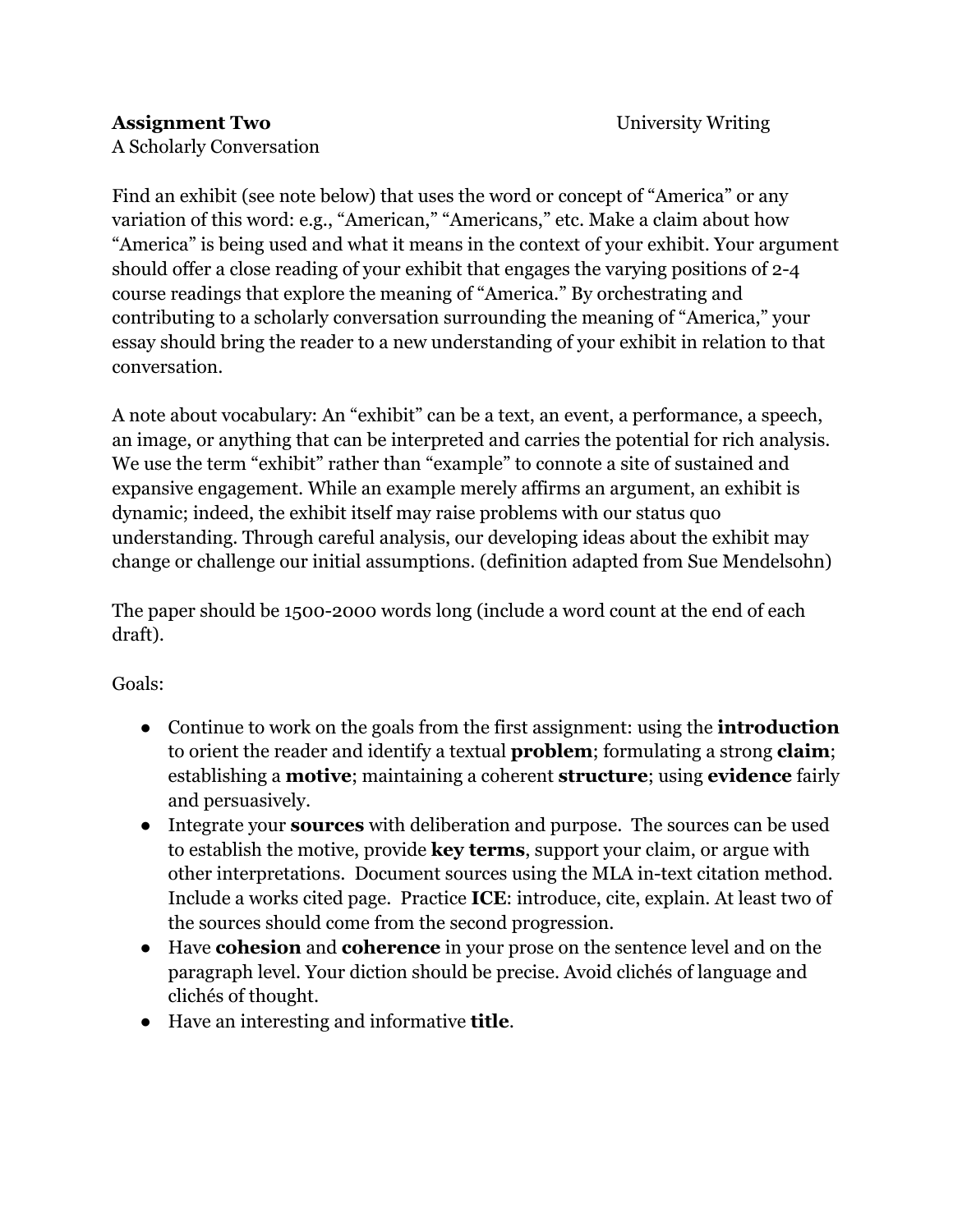**Assignment Two** University Writing

A Scholarly Conversation

Find an exhibit (see note below) that uses the word or concept of "America" or any variation of this word: e.g., "American," "Americans," etc. Make a claim about how "America" is being used and what it means in the context of your exhibit. Your argument should offer a close reading of your exhibit that engages the varying positions of 2-4 course readings that explore the meaning of "America." By orchestrating and contributing to a scholarly conversation surrounding the meaning of "America," your essay should bring the reader to a new understanding of your exhibit in relation to that conversation.

A note about vocabulary: An "exhibit" can be a text, an event, a performance, a speech, an image, or anything that can be interpreted and carries the potential for rich analysis. We use the term "exhibit" rather than "example" to connote a site of sustained and expansive engagement. While an example merely affirms an argument, an exhibit is dynamic; indeed, the exhibit itself may raise problems with our status quo understanding. Through careful analysis, our developing ideas about the exhibit may change or challenge our initial assumptions. (definition adapted from Sue Mendelsohn)

The paper should be 1500-2000 words long (include a word count at the end of each draft).

Goals:

- Continue to work on the goals from the first assignment: using the **introduction** to orient the reader and identify a textual **problem**; formulating a strong **claim**; establishing a **motive**; maintaining a coherent **structure**; using **evidence** fairly and persuasively.
- Integrate your **sources** with deliberation and purpose. The sources can be used to establish the motive, provide **key terms**, support your claim, or argue with other interpretations. Document sources using the MLA in-text citation method. Include a works cited page. Practice **ICE**: introduce, cite, explain. At least two of the sources should come from the second progression.
- Have **cohesion** and **coherence** in your prose on the sentence level and on the paragraph level. Your diction should be precise. Avoid clichés of language and clichés of thought.
- Have an interesting and informative **title**.